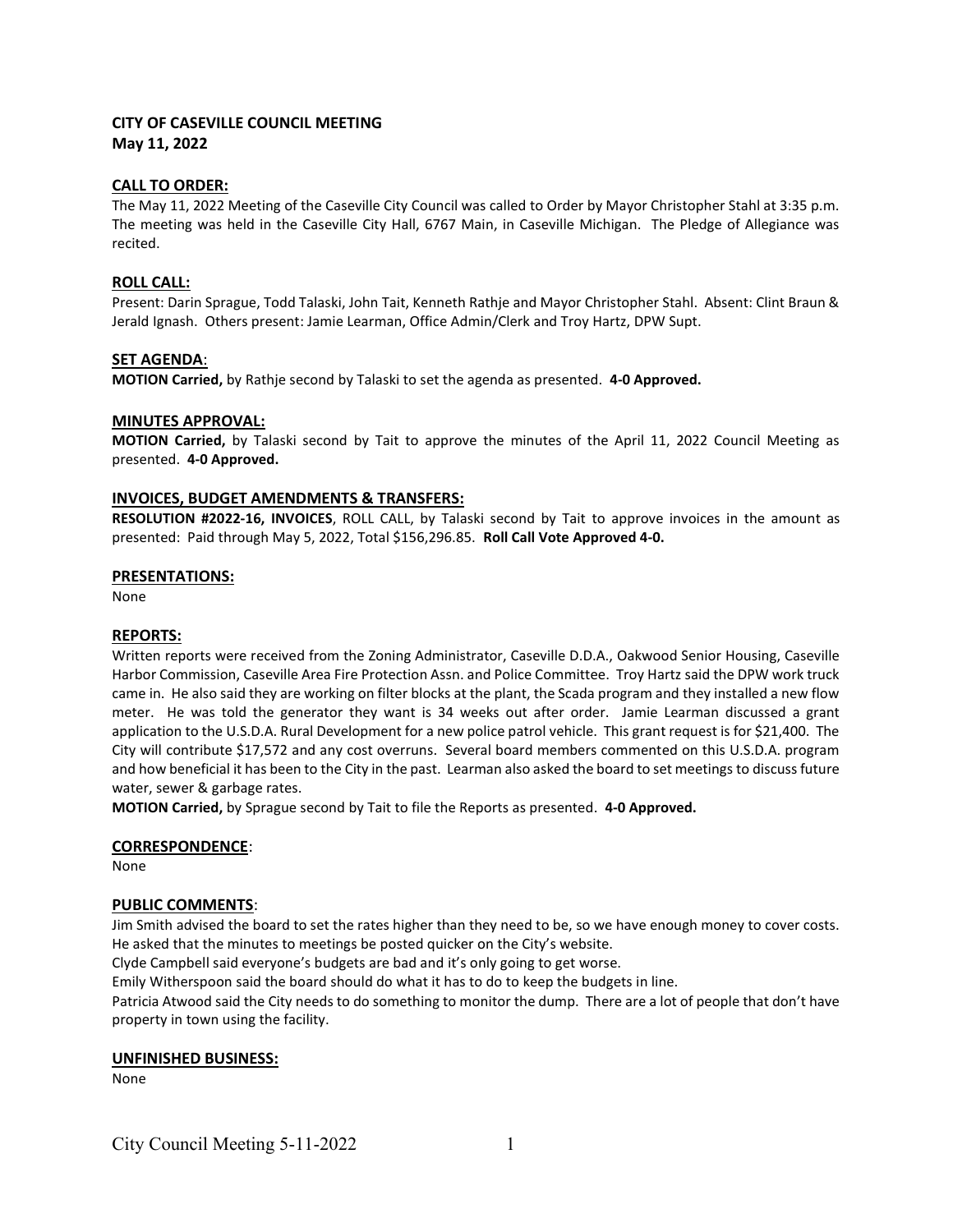# CITY OF CASEVILLE COUNCIL MEETING
**May 11, 2022**

## CALL TO ORDER:

The May 11, 2022 Meeting of the Caseville City Council was called to Order by Mayor Christopher Stahl at 3:35 p.m. The meeting was held in the Caseville City Hall, 6767 Main, in Caseville Michigan. The Pledge of Allegiance was recited.

## ROLL CALL:

Present: Darin Sprague, Todd Talaski, John Tait, Kenneth Rathje and Mayor Christopher Stahl. Absent: Clint Braun & Jerald Ignash. Others present: Jamie Learman, Office Admin/Clerk and Troy Hartz, DPW Supt.

## SET AGENDA:

**MOTION Carried,** by Rathje second by Talaski to set the agenda as presented. **4-0 Approved.**

## MINUTES APPROVAL:

**MOTION Carried,** by Talaski second by Tait to approve the minutes of the April 11, 2022 Council Meeting as presented. **4-0 Approved.**

## INVOICES, BUDGET AMENDMENTS & TRANSFERS:

**RESOLUTION #2022-16, INVOICES**, ROLL CALL, by Talaski second by Tait to approve invoices in the amount as presented: Paid through May 5, 2022, Total $156,296.85. **Roll Call Vote Approved 4-0.**

## PRESENTATIONS:

None

## REPORTS:

Written reports were received from the Zoning Administrator, Caseville D.D.A., Oakwood Senior Housing, Caseville Harbor Commission, Caseville Area Fire Protection Assn. and Police Committee. Troy Hartz said the DPW work truck came in. He also said they are working on filter blocks at the plant, the Scada program and they installed a new flow meter. He was told the generator they want is 34 weeks out after order. Jamie Learman discussed a grant application to the U.S.D.A. Rural Development for a new police patrol vehicle. This grant request is for $21,400. The City will contribute $17,572 and any cost overruns. Several board members commented on this U.S.D.A. program and how beneficial it has been to the City in the past. Learman also asked the board to set meetings to discuss future water, sewer & garbage rates.

**MOTION Carried,** by Sprague second by Tait to file the Reports as presented. **4-0 Approved.**

## CORRESPONDENCE:

None

## PUBLIC COMMENTS:

Jim Smith advised the board to set the rates higher than they need to be, so we have enough money to cover costs. He asked that the minutes to meetings be posted quicker on the City's website.

Clyde Campbell said everyone's budgets are bad and it's only going to get worse.

Emily Witherspoon said the board should do what it has to do to keep the budgets in line.

Patricia Atwood said the City needs to do something to monitor the dump. There are a lot of people that don't have property in town using the facility.

## UNFINISHED BUSINESS:

None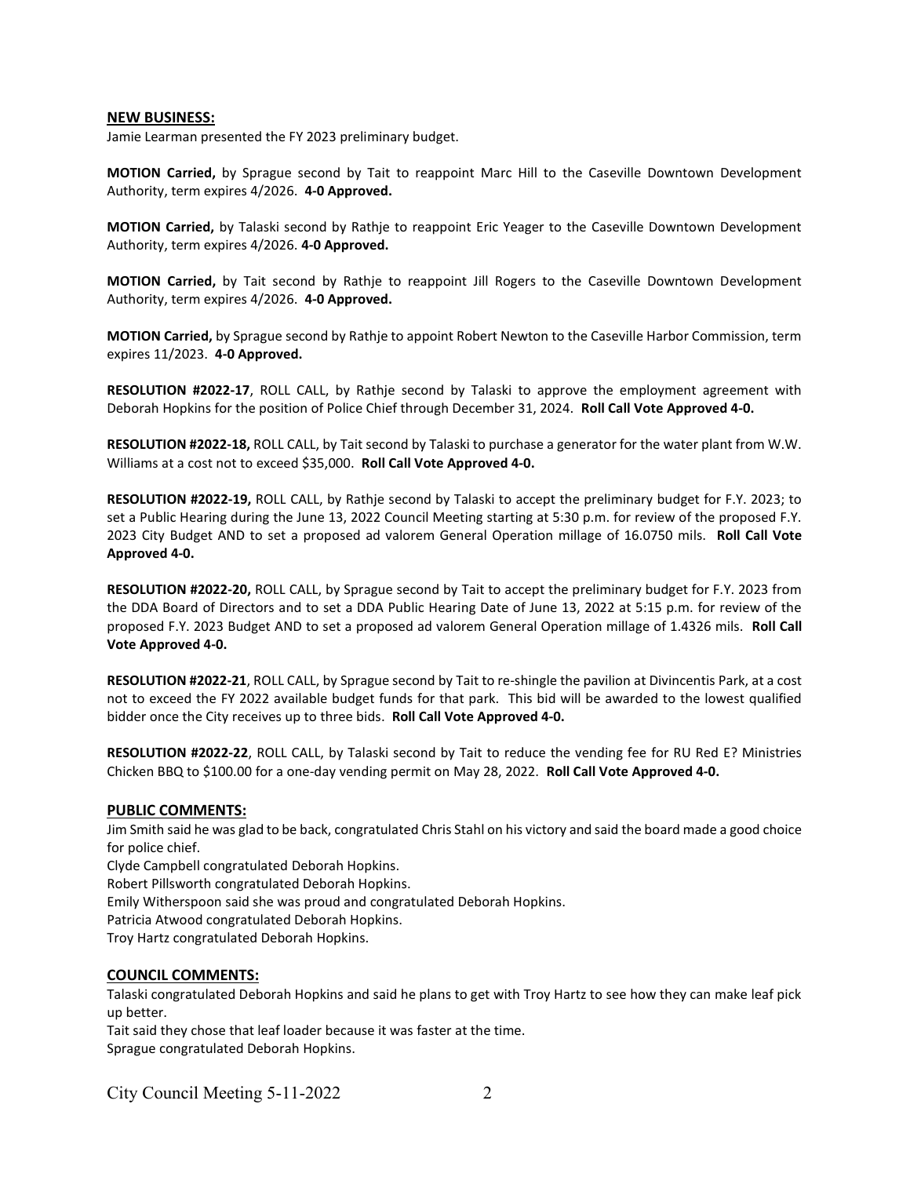## NEW BUSINESS:

Jamie Learman presented the FY 2023 preliminary budget.

**MOTION Carried,** by Sprague second by Tait to reappoint Marc Hill to the Caseville Downtown Development Authority, term expires 4/2026. **4-0 Approved.**

**MOTION Carried,** by Talaski second by Rathje to reappoint Eric Yeager to the Caseville Downtown Development Authority, term expires 4/2026. **4-0 Approved.**

**MOTION Carried,** by Tait second by Rathje to reappoint Jill Rogers to the Caseville Downtown Development Authority, term expires 4/2026. **4-0 Approved.**

**MOTION Carried,** by Sprague second by Rathje to appoint Robert Newton to the Caseville Harbor Commission, term expires 11/2023. **4-0 Approved.**

**RESOLUTION #2022-17**, ROLL CALL, by Rathje second by Talaski to approve the employment agreement with Deborah Hopkins for the position of Police Chief through December 31, 2024. **Roll Call Vote Approved 4-0.**

**RESOLUTION #2022-18,** ROLL CALL, by Tait second by Talaski to purchase a generator for the water plant from W.W. Williams at a cost not to exceed $35,000. **Roll Call Vote Approved 4-0.**

**RESOLUTION #2022-19,** ROLL CALL, by Rathje second by Talaski to accept the preliminary budget for F.Y. 2023; to set a Public Hearing during the June 13, 2022 Council Meeting starting at 5:30 p.m. for review of the proposed F.Y. 2023 City Budget AND to set a proposed ad valorem General Operation millage of 16.0750 mils. **Roll Call Vote Approved 4-0.**

**RESOLUTION #2022-20,** ROLL CALL, by Sprague second by Tait to accept the preliminary budget for F.Y. 2023 from the DDA Board of Directors and to set a DDA Public Hearing Date of June 13, 2022 at 5:15 p.m. for review of the proposed F.Y. 2023 Budget AND to set a proposed ad valorem General Operation millage of 1.4326 mils. **Roll Call Vote Approved 4-0.**

**RESOLUTION #2022-21**, ROLL CALL, by Sprague second by Tait to re-shingle the pavilion at Divincentis Park, at a cost not to exceed the FY 2022 available budget funds for that park. This bid will be awarded to the lowest qualified bidder once the City receives up to three bids. **Roll Call Vote Approved 4-0.**

**RESOLUTION #2022-22**, ROLL CALL, by Talaski second by Tait to reduce the vending fee for RU Red E? Ministries Chicken BBQ to $100.00 for a one-day vending permit on May 28, 2022. **Roll Call Vote Approved 4-0.**

## PUBLIC COMMENTS:

Jim Smith said he was glad to be back, congratulated Chris Stahl on his victory and said the board made a good choice for police chief.
Clyde Campbell congratulated Deborah Hopkins.
Robert Pillsworth congratulated Deborah Hopkins.
Emily Witherspoon said she was proud and congratulated Deborah Hopkins.
Patricia Atwood congratulated Deborah Hopkins.
Troy Hartz congratulated Deborah Hopkins.

## COUNCIL COMMENTS:

Talaski congratulated Deborah Hopkins and said he plans to get with Troy Hartz to see how they can make leaf pick up better.
Tait said they chose that leaf loader because it was faster at the time.
Sprague congratulated Deborah Hopkins.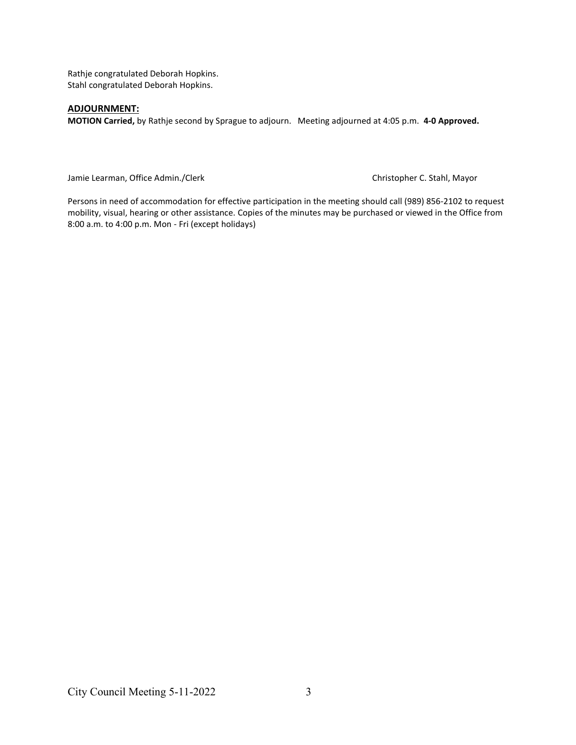Rathje congratulated Deborah Hopkins.
Stahl congratulated Deborah Hopkins.

## ADJOURNMENT:

**MOTION Carried,** by Rathje second by Sprague to adjourn. Meeting adjourned at 4:05 p.m. **4-0 Approved.**

Jamie Learman, Office Admin./Clerk

Christopher C. Stahl, Mayor

Persons in need of accommodation for effective participation in the meeting should call (989) 856-2102 to request mobility, visual, hearing or other assistance. Copies of the minutes may be purchased or viewed in the Office from 8:00 a.m. to 4:00 p.m. Mon - Fri (except holidays)